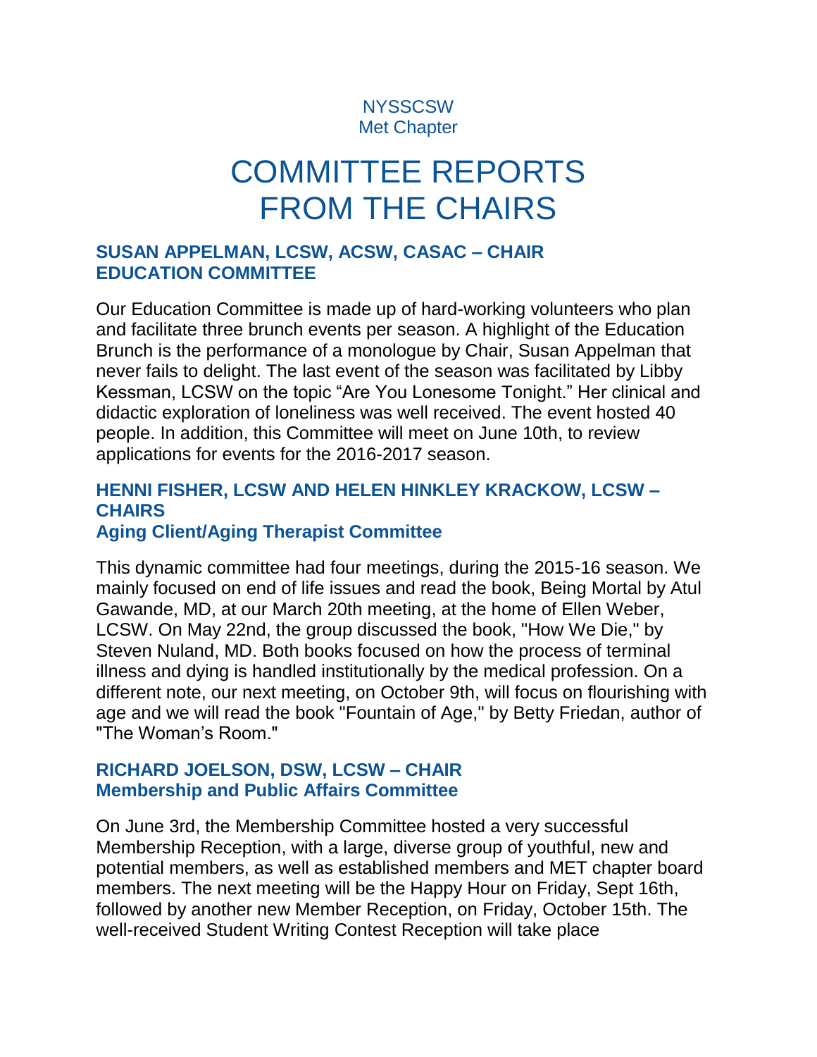NYSSCSW
Met Chapter

# COMMITTEE REPORTS FROM THE CHAIRS

### SUSAN APPELMAN, LCSW, ACSW, CASAC – CHAIR EDUCATION COMMITTEE

Our Education Committee is made up of hard-working volunteers who plan and facilitate three brunch events per season. A highlight of the Education Brunch is the performance of a monologue by Chair, Susan Appelman that never fails to delight. The last event of the season was facilitated by Libby Kessman, LCSW on the topic "Are You Lonesome Tonight." Her clinical and didactic exploration of loneliness was well received. The event hosted 40 people. In addition, this Committee will meet on June 10th, to review applications for events for the 2016-2017 season.

### HENNI FISHER, LCSW AND HELEN HINKLEY KRACKOW, LCSW – CHAIRS
### Aging Client/Aging Therapist Committee

This dynamic committee had four meetings, during the 2015-16 season. We mainly focused on end of life issues and read the book, Being Mortal by Atul Gawande, MD, at our March 20th meeting, at the home of Ellen Weber, LCSW. On May 22nd, the group discussed the book, "How We Die," by Steven Nuland, MD. Both books focused on how the process of terminal illness and dying is handled institutionally by the medical profession. On a different note, our next meeting, on October 9th, will focus on flourishing with age and we will read the book "Fountain of Age," by Betty Friedan, author of "The Woman's Room."

### RICHARD JOELSON, DSW, LCSW – CHAIR
### Membership and Public Affairs Committee

On June 3rd, the Membership Committee hosted a very successful Membership Reception, with a large, diverse group of youthful, new and potential members, as well as established members and MET chapter board members. The next meeting will be the Happy Hour on Friday, Sept 16th, followed by another new Member Reception, on Friday, October 15th. The well-received Student Writing Contest Reception will take place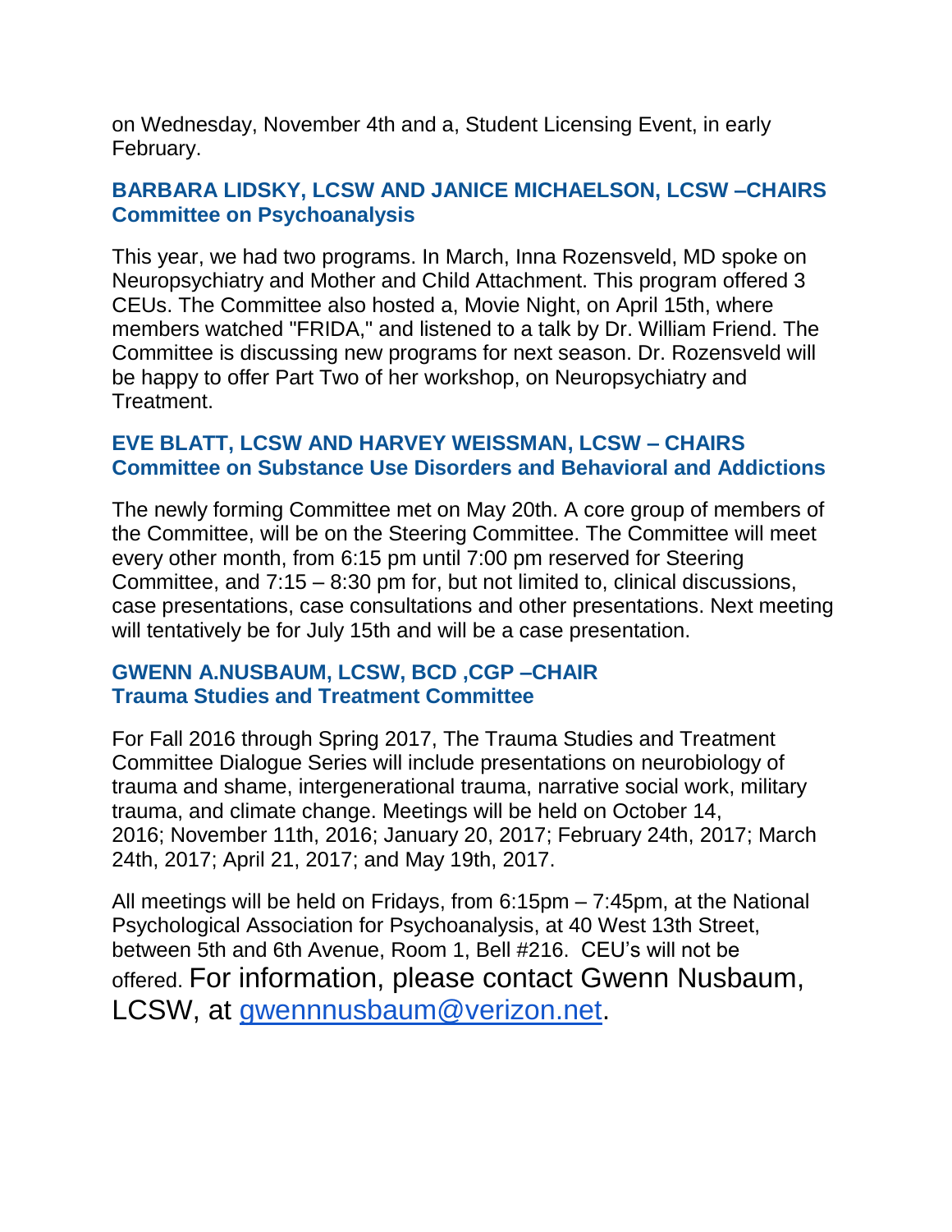on Wednesday, November 4th and a, Student Licensing Event, in early February.

### BARBARA LIDSKY, LCSW AND JANICE MICHAELSON, LCSW –CHAIRS Committee on Psychoanalysis

This year, we had two programs. In March, Inna Rozensveld, MD spoke on Neuropsychiatry and Mother and Child Attachment. This program offered 3 CEUs. The Committee also hosted a, Movie Night, on April 15th, where members watched "FRIDA," and listened to a talk by Dr. William Friend. The Committee is discussing new programs for next season. Dr. Rozensveld will be happy to offer Part Two of her workshop, on Neuropsychiatry and Treatment.

### EVE BLATT, LCSW AND HARVEY WEISSMAN, LCSW – CHAIRS Committee on Substance Use Disorders and Behavioral and Addictions

The newly forming Committee met on May 20th. A core group of members of the Committee, will be on the Steering Committee. The Committee will meet every other month, from 6:15 pm until 7:00 pm reserved for Steering Committee, and 7:15 – 8:30 pm for, but not limited to, clinical discussions, case presentations, case consultations and other presentations. Next meeting will tentatively be for July 15th and will be a case presentation.

### GWENN A.NUSBAUM, LCSW, BCD ,CGP –CHAIR Trauma Studies and Treatment Committee

For Fall 2016 through Spring 2017, The Trauma Studies and Treatment Committee Dialogue Series will include presentations on neurobiology of trauma and shame, intergenerational trauma, narrative social work, military trauma, and climate change. Meetings will be held on October 14, 2016; November 11th, 2016; January 20, 2017; February 24th, 2017; March 24th, 2017; April 21, 2017; and May 19th, 2017.

All meetings will be held on Fridays, from 6:15pm – 7:45pm, at the National Psychological Association for Psychoanalysis, at 40 West 13th Street, between 5th and 6th Avenue, Room 1, Bell #216. CEU's will not be offered. For information, please contact Gwenn Nusbaum, LCSW, at gwennnusbaum@verizon.net.